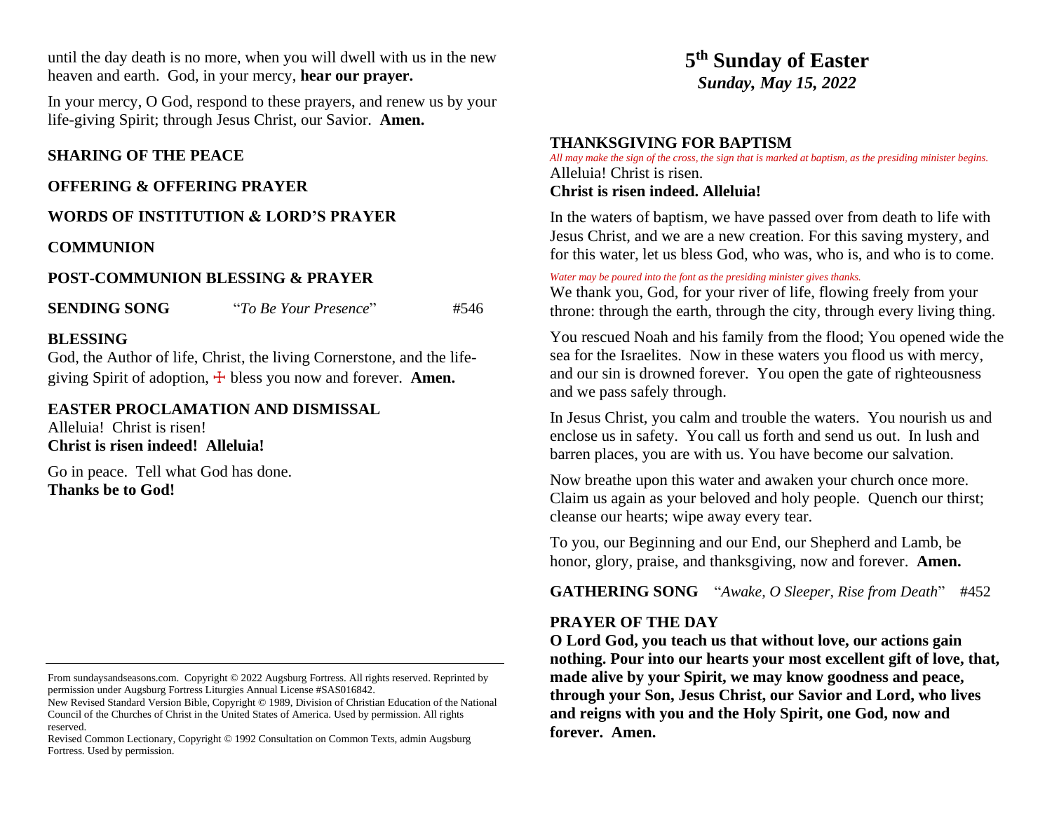until the day death is no more, when you will dwell with us in the new heaven and earth. God, in your mercy, **hear our prayer.**

In your mercy, O God, respond to these prayers, and renew us by your life-giving Spirit; through Jesus Christ, our Savior. **Amen.**

**SHARING OF THE PEACE**

**OFFERING & OFFERING PRAYER**

**WORDS OF INSTITUTION & LORD'S PRAYER**

**COMMUNION**

**POST-COMMUNION BLESSING & PRAYER**

**SENDING SONG** "*To Be Your Presence*" #546

**BLESSING**

God, the Author of life, Christ, the living Cornerstone, and the life-giving Spirit of adoption, ☩ bless you now and forever. **Amen.**

**EASTER PROCLAMATION AND DISMISSAL**

Alleluia! Christ is risen!
**Christ is risen indeed! Alleluia!**

Go in peace. Tell what God has done.
**Thanks be to God!**

From sundaysandseasons.com. Copyright © 2022 Augsburg Fortress. All rights reserved. Reprinted by permission under Augsburg Fortress Liturgies Annual License #SAS016842.
New Revised Standard Version Bible, Copyright © 1989, Division of Christian Education of the National Council of the Churches of Christ in the United States of America. Used by permission. All rights reserved.
Revised Common Lectionary, Copyright © 1992 Consultation on Common Texts, admin Augsburg Fortress. Used by permission.

# 5th Sunday of Easter

***Sunday, May 15, 2022***

**THANKSGIVING FOR BAPTISM**

*All may make the sign of the cross, the sign that is marked at baptism, as the presiding minister begins.*

Alleluia! Christ is risen.
**Christ is risen indeed. Alleluia!**

In the waters of baptism, we have passed over from death to life with Jesus Christ, and we are a new creation. For this saving mystery, and for this water, let us bless God, who was, who is, and who is to come.

*Water may be poured into the font as the presiding minister gives thanks.*

We thank you, God, for your river of life, flowing freely from your throne: through the earth, through the city, through every living thing.

You rescued Noah and his family from the flood; You opened wide the sea for the Israelites. Now in these waters you flood us with mercy, and our sin is drowned forever. You open the gate of righteousness and we pass safely through.

In Jesus Christ, you calm and trouble the waters. You nourish us and enclose us in safety. You call us forth and send us out. In lush and barren places, you are with us. You have become our salvation.

Now breathe upon this water and awaken your church once more. Claim us again as your beloved and holy people. Quench our thirst; cleanse our hearts; wipe away every tear.

To you, our Beginning and our End, our Shepherd and Lamb, be honor, glory, praise, and thanksgiving, now and forever. **Amen.**

**GATHERING SONG** "*Awake, O Sleeper, Rise from Death*" #452

**PRAYER OF THE DAY**

**O Lord God, you teach us that without love, our actions gain nothing. Pour into our hearts your most excellent gift of love, that, made alive by your Spirit, we may know goodness and peace, through your Son, Jesus Christ, our Savior and Lord, who lives and reigns with you and the Holy Spirit, one God, now and forever. Amen.**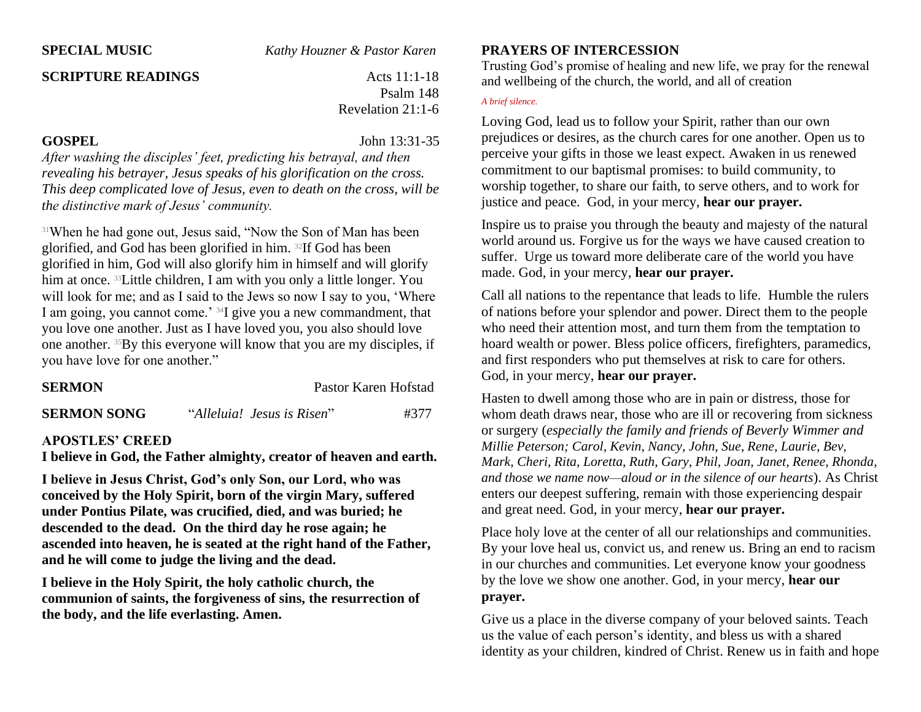**SPECIAL MUSIC** *Kathy Houzner & Pastor Karen*

**SCRIPTURE READINGS**

Acts 11:1-18
Psalm 148
Revelation 21:1-6

**GOSPEL** John 13:31-35

*After washing the disciples' feet, predicting his betrayal, and then revealing his betrayer, Jesus speaks of his glorification on the cross. This deep complicated love of Jesus, even to death on the cross, will be the distinctive mark of Jesus' community.*

[31]When he had gone out, Jesus said, "Now the Son of Man has been glorified, and God has been glorified in him. [32]If God has been glorified in him, God will also glorify him in himself and will glorify him at once. [33]Little children, I am with you only a little longer. You will look for me; and as I said to the Jews so now I say to you, 'Where I am going, you cannot come.' [34]I give you a new commandment, that you love one another. Just as I have loved you, you also should love one another. [35]By this everyone will know that you are my disciples, if you have love for one another."

**SERMON** Pastor Karen Hofstad

**SERMON SONG** "*Alleluia! Jesus is Risen*" #377

**APOSTLES' CREED**

**I believe in God, the Father almighty, creator of heaven and earth.**

**I believe in Jesus Christ, God's only Son, our Lord, who was conceived by the Holy Spirit, born of the virgin Mary, suffered under Pontius Pilate, was crucified, died, and was buried; he descended to the dead. On the third day he rose again; he ascended into heaven, he is seated at the right hand of the Father, and he will come to judge the living and the dead.**

**I believe in the Holy Spirit, the holy catholic church, the communion of saints, the forgiveness of sins, the resurrection of the body, and the life everlasting. Amen.**

**PRAYERS OF INTERCESSION**

Trusting God's promise of healing and new life, we pray for the renewal and wellbeing of the church, the world, and all of creation

*A brief silence.*

Loving God, lead us to follow your Spirit, rather than our own prejudices or desires, as the church cares for one another. Open us to perceive your gifts in those we least expect. Awaken in us renewed commitment to our baptismal promises: to build community, to worship together, to share our faith, to serve others, and to work for justice and peace. God, in your mercy, **hear our prayer.**

Inspire us to praise you through the beauty and majesty of the natural world around us. Forgive us for the ways we have caused creation to suffer. Urge us toward more deliberate care of the world you have made. God, in your mercy, **hear our prayer.**

Call all nations to the repentance that leads to life. Humble the rulers of nations before your splendor and power. Direct them to the people who need their attention most, and turn them from the temptation to hoard wealth or power. Bless police officers, firefighters, paramedics, and first responders who put themselves at risk to care for others. God, in your mercy, **hear our prayer.**

Hasten to dwell among those who are in pain or distress, those for whom death draws near, those who are ill or recovering from sickness or surgery (*especially the family and friends of Beverly Wimmer and Millie Peterson; Carol, Kevin, Nancy, John, Sue, Rene, Laurie, Bev, Mark, Cheri, Rita, Loretta, Ruth, Gary, Phil, Joan, Janet, Renee, Rhonda, and those we name now—aloud or in the silence of our hearts*). As Christ enters our deepest suffering, remain with those experiencing despair and great need. God, in your mercy, **hear our prayer.**

Place holy love at the center of all our relationships and communities. By your love heal us, convict us, and renew us. Bring an end to racism in our churches and communities. Let everyone know your goodness by the love we show one another. God, in your mercy, **hear our prayer.**

Give us a place in the diverse company of your beloved saints. Teach us the value of each person's identity, and bless us with a shared identity as your children, kindred of Christ. Renew us in faith and hope